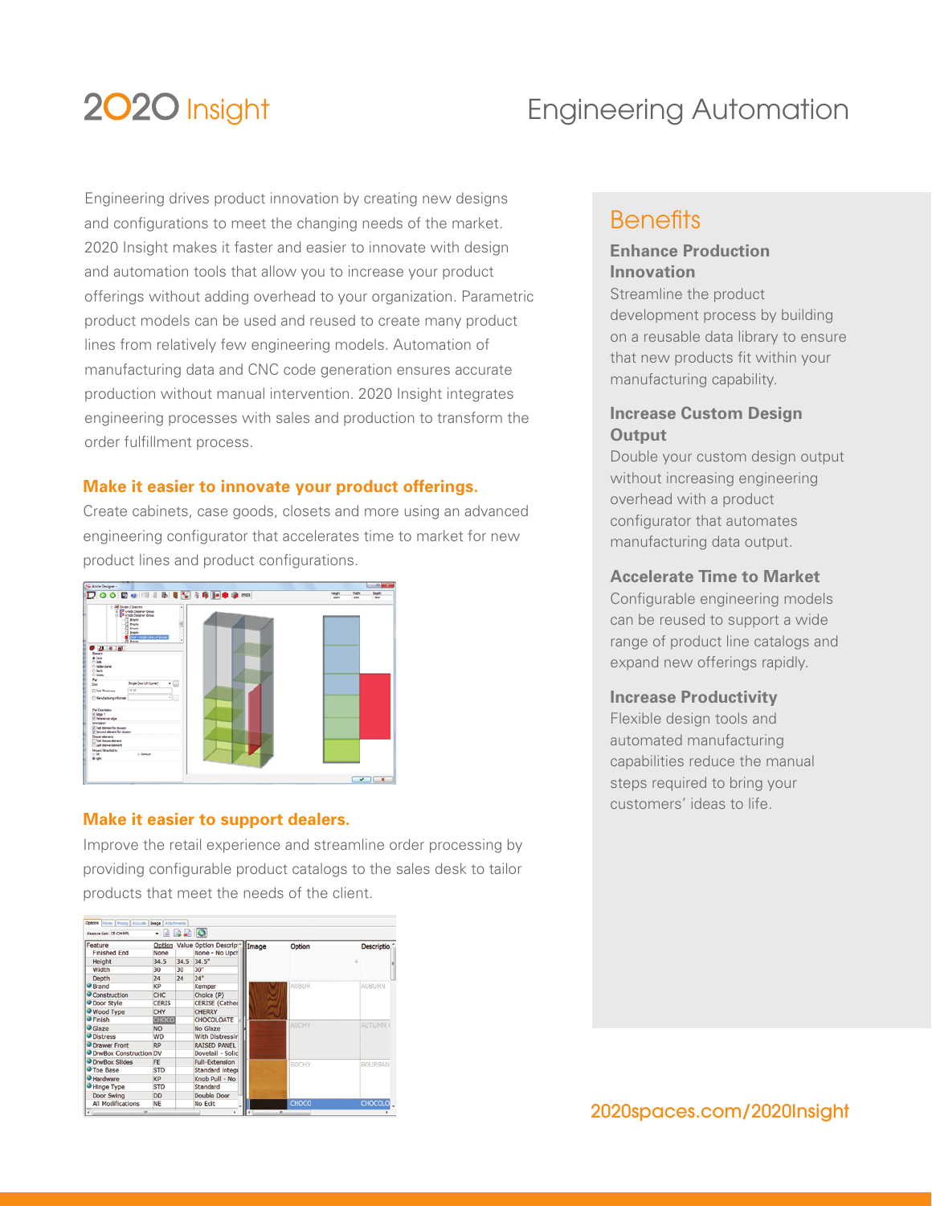# 2020 Insight

# Engineering Automation

Engineering drives product innovation by creating new designs and configurations to meet the changing needs of the market. 2020 Insight makes it faster and easier to innovate with design and automation tools that allow you to increase your product offerings without adding overhead to your organization. Parametric product models can be used and reused to create many product lines from relatively few engineering models. Automation of manufacturing data and CNC code generation ensures accurate production without manual intervention. 2020 Insight integrates engineering processes with sales and production to transform the order fulfillment process.

### Make it easier to innovate your product offerings.

Create cabinets, case goods, closets and more using an advanced engineering configurator that accelerates time to market for new product lines and product configurations.

### Make it easier to support dealers.

Improve the retail experience and streamline order processing by providing configurable product catalogs to the sales desk to tailor products that meet the needs of the client.

## Benefits

**Enhance Production Innovation**
Streamline the product development process by building on a reusable data library to ensure that new products fit within your manufacturing capability.

**Increase Custom Design Output**
Double your custom design output without increasing engineering overhead with a product configurator that automates manufacturing data output.

**Accelerate Time to Market**
Configurable engineering models can be reused to support a wide range of product line catalogs and expand new offerings rapidly.

**Increase Productivity**
Flexible design tools and automated manufacturing capabilities reduce the manual steps required to bring your customers' ideas to life.

2020spaces.com/2020Insight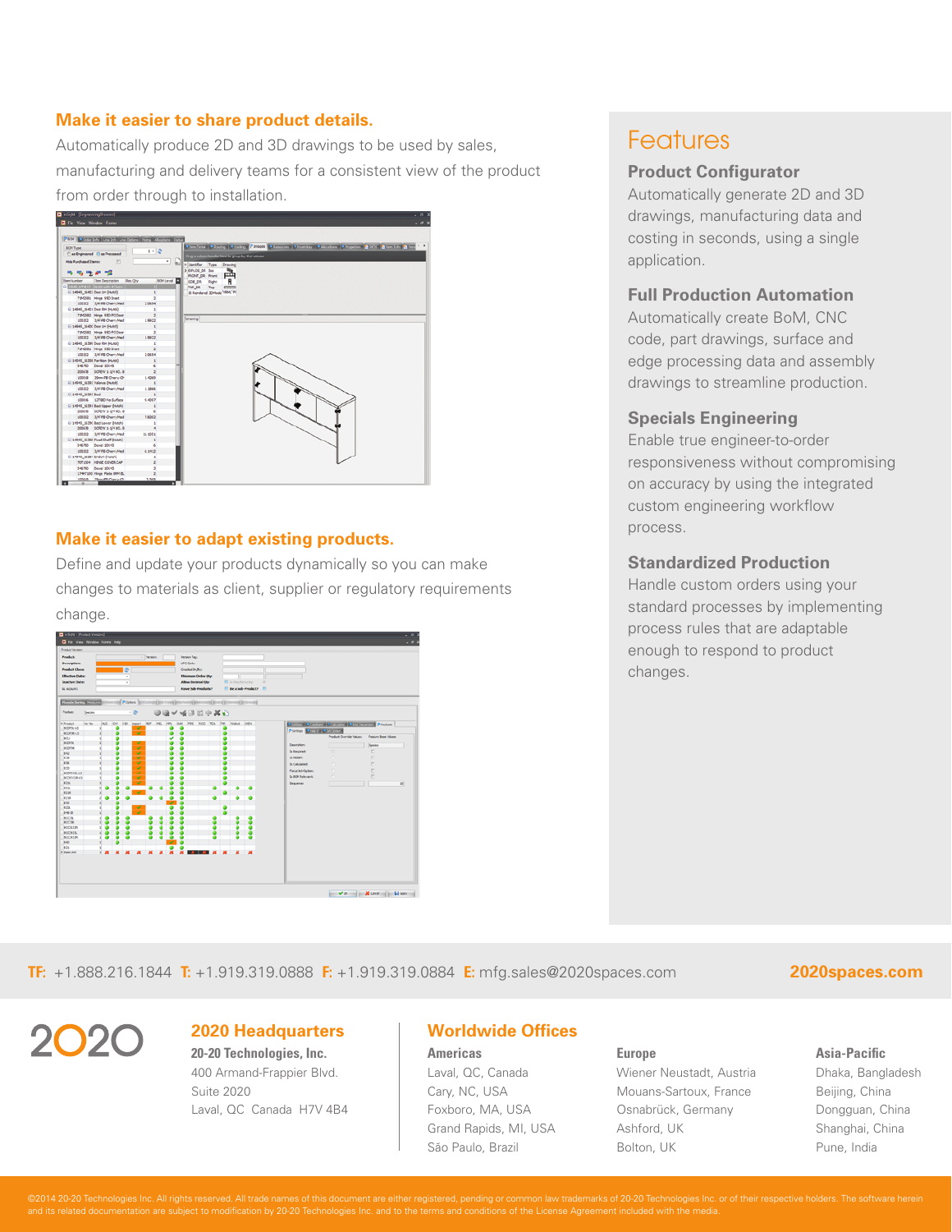## Make it easier to share product details.

Automatically produce 2D and 3D drawings to be used by sales, manufacturing and delivery teams for a consistent view of the product from order through to installation.

## Make it easier to adapt existing products.

Define and update your products dynamically so you can make changes to materials as client, supplier or regulatory requirements change.

# Features

### Product Configurator

Automatically generate 2D and 3D drawings, manufacturing data and costing in seconds, using a single application.

### Full Production Automation

Automatically create BoM, CNC code, part drawings, surface and edge processing data and assembly drawings to streamline production.

### Specials Engineering

Enable true engineer-to-order responsiveness without compromising on accuracy by using the integrated custom engineering workflow process.

### Standardized Production

Handle custom orders using your standard processes by implementing process rules that are adaptable enough to respond to product changes.

**TF:** +1.888.216.1844 **T:** +1.919.319.0888 **F:** +1.919.319.0884 **E:** mfg.sales@2020spaces.com

**2020spaces.com**

2020

## 2020 Headquarters

**20-20 Technologies, Inc.**
400 Armand-Frappier Blvd.
Suite 2020
Laval, QC Canada H7V 4B4

## Worldwide Offices

**Americas**
Laval, QC, Canada
Cary, NC, USA
Foxboro, MA, USA
Grand Rapids, MI, USA
São Paulo, Brazil

**Europe**
Wiener Neustadt, Austria
Mouans-Sartoux, France
Osnabrück, Germany
Ashford, UK
Bolton, UK

**Asia-Pacific**
Dhaka, Bangladesh
Beijing, China
Dongguan, China
Shanghai, China
Pune, India

©2014 20-20 Technologies Inc. All rights reserved. All trade names of this document are either registered, pending or common law trademarks of 20-20 Technologies Inc. or of their respective holders. The software herein and its related documentation are subject to modification by 20-20 Technologies Inc. and to the terms and conditions of the License Agreement included with the media.